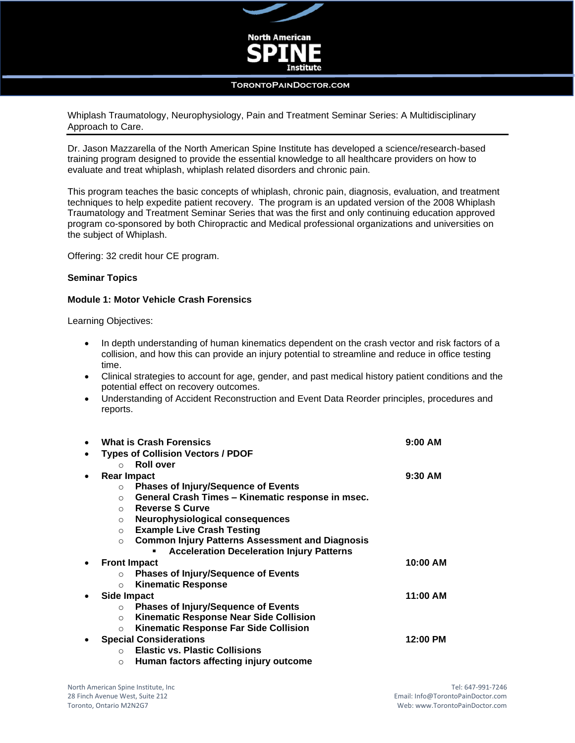North American **SPINE** Institute

TORONTOPAINDOCTOR.COM

# Whiplash Traumatology, Neurophysiology, Pain and Treatment Seminar Series: A Multidisciplinary Approach to Care.

Dr. Jason Mazzarella of the North American Spine Institute has developed a science/research-based training program designed to provide the essential knowledge to all healthcare providers on how to evaluate and treat whiplash, whiplash related disorders and chronic pain.

This program teaches the basic concepts of whiplash, chronic pain, diagnosis, evaluation, and treatment techniques to help expedite patient recovery. The program is an updated version of the 2008 Whiplash Traumatology and Treatment Seminar Series that was the first and only continuing education approved program co-sponsored by both Chiropractic and Medical professional organizations and universities on the subject of Whiplash.

Offering: 32 credit hour CE program.

**Seminar Topics**

**Module 1: Motor Vehicle Crash Forensics**

Learning Objectives:

- In depth understanding of human kinematics dependent on the crash vector and risk factors of a collision, and how this can provide an injury potential to streamline and reduce in office testing time.
- Clinical strategies to account for age, gender, and past medical history patient conditions and the potential effect on recovery outcomes.
- Understanding of Accident Reconstruction and Event Data Reorder principles, procedures and reports.

- **What is Crash Forensics** — **9:00 AM**
- **Types of Collision Vectors / PDOF**
  - **Roll over**
- **Rear Impact** — **9:30 AM**
  - **Phases of Injury/Sequence of Events**
  - **General Crash Times – Kinematic response in msec.**
  - **Reverse S Curve**
  - **Neurophysiological consequences**
  - **Example Live Crash Testing**
  - **Common Injury Patterns Assessment and Diagnosis**
    - **Acceleration Deceleration Injury Patterns**
- **Front Impact** — **10:00 AM**
  - **Phases of Injury/Sequence of Events**
  - **Kinematic Response**
- **Side Impact** — **11:00 AM**
  - **Phases of Injury/Sequence of Events**
  - **Kinematic Response Near Side Collision**
  - **Kinematic Response Far Side Collision**
- **Special Considerations** — **12:00 PM**
  - **Elastic vs. Plastic Collisions**
  - **Human factors affecting injury outcome**

North American Spine Institute, Inc
28 Finch Avenue West, Suite 212
Toronto, Ontario M2N2G7

Tel: 647-991-7246
Email: Info@TorontoPainDoctor.com
Web: www.TorontoPainDoctor.com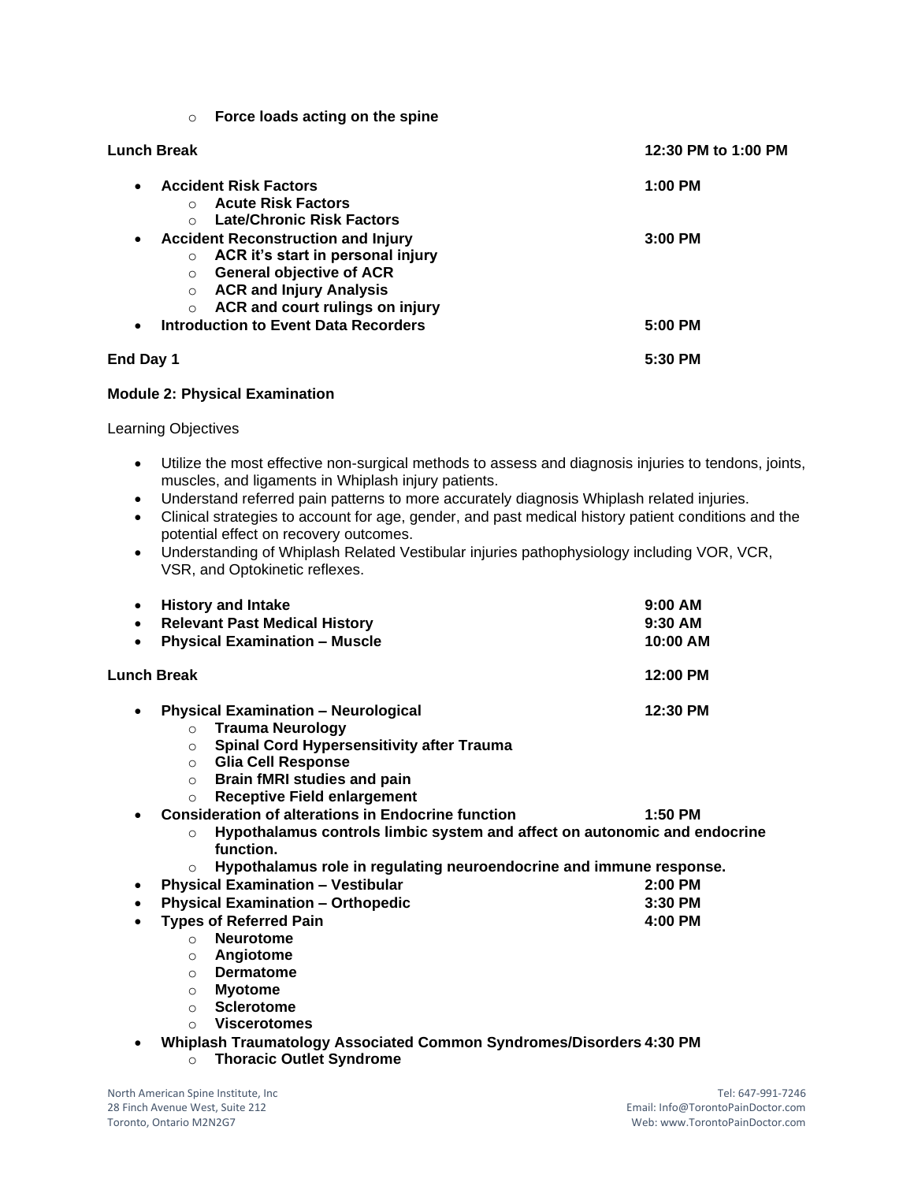- **Force loads acting on the spine**

**Lunch Break** **12:30 PM to 1:00 PM**

- **Accident Risk Factors** **1:00 PM**
  - **Acute Risk Factors**
  - **Late/Chronic Risk Factors**
- **Accident Reconstruction and Injury** **3:00 PM**
  - **ACR it's start in personal injury**
  - **General objective of ACR**
  - **ACR and Injury Analysis**
  - **ACR and court rulings on injury**
- **Introduction to Event Data Recorders** **5:00 PM**

**End Day 1** **5:30 PM**

**Module 2: Physical Examination**

Learning Objectives

- Utilize the most effective non-surgical methods to assess and diagnosis injuries to tendons, joints, muscles, and ligaments in Whiplash injury patients.
- Understand referred pain patterns to more accurately diagnosis Whiplash related injuries.
- Clinical strategies to account for age, gender, and past medical history patient conditions and the potential effect on recovery outcomes.
- Understanding of Whiplash Related Vestibular injuries pathophysiology including VOR, VCR, VSR, and Optokinetic reflexes.

- **History and Intake** **9:00 AM**
- **Relevant Past Medical History** **9:30 AM**
- **Physical Examination – Muscle** **10:00 AM**

**Lunch Break** **12:00 PM**

- **Physical Examination – Neurological** **12:30 PM**
  - **Trauma Neurology**
  - **Spinal Cord Hypersensitivity after Trauma**
  - **Glia Cell Response**
  - **Brain fMRI studies and pain**
  - **Receptive Field enlargement**
- **Consideration of alterations in Endocrine function** **1:50 PM**
  - **Hypothalamus controls limbic system and affect on autonomic and endocrine function.**
  - **Hypothalamus role in regulating neuroendocrine and immune response.**
- **Physical Examination – Vestibular** **2:00 PM**
- **Physical Examination – Orthopedic** **3:30 PM**
- **Types of Referred Pain** **4:00 PM**
  - **Neurotome**
  - **Angiotome**
  - **Dermatome**
  - **Myotome**
  - **Sclerotome**
  - **Viscerotomes**
- **Whiplash Traumatology Associated Common Syndromes/Disorders** **4:30 PM**
  - **Thoracic Outlet Syndrome**

North American Spine Institute, Inc
28 Finch Avenue West, Suite 212
Toronto, Ontario M2N2G7

Tel: 647-991-7246
Email: Info@TorontoPainDoctor.com
Web: www.TorontoPainDoctor.com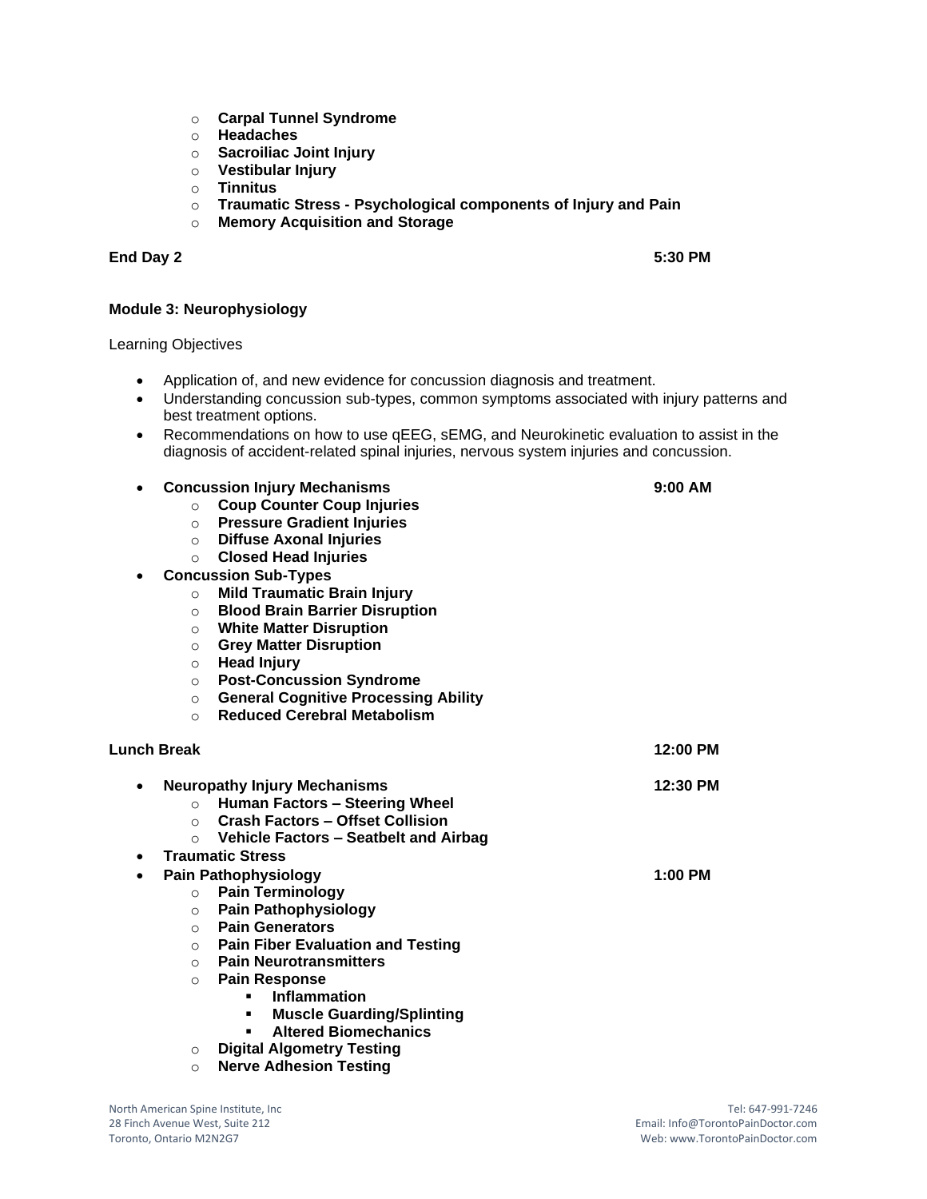- **Carpal Tunnel Syndrome**
    - **Headaches**
    - **Sacroiliac Joint Injury**
    - **Vestibular Injury**
    - **Tinnitus**
    - **Traumatic Stress - Psychological components of Injury and Pain**
    - **Memory Acquisition and Storage**

**End Day 2** **5:30 PM**

**Module 3: Neurophysiology**

Learning Objectives

- Application of, and new evidence for concussion diagnosis and treatment.
- Understanding concussion sub-types, common symptoms associated with injury patterns and best treatment options.
- Recommendations on how to use qEEG, sEMG, and Neurokinetic evaluation to assist in the diagnosis of accident-related spinal injuries, nervous system injuries and concussion.

- **Concussion Injury Mechanisms** **9:00 AM**
    - **Coup Counter Coup Injuries**
    - **Pressure Gradient Injuries**
    - **Diffuse Axonal Injuries**
    - **Closed Head Injuries**
- **Concussion Sub-Types**
    - **Mild Traumatic Brain Injury**
    - **Blood Brain Barrier Disruption**
    - **White Matter Disruption**
    - **Grey Matter Disruption**
    - **Head Injury**
    - **Post-Concussion Syndrome**
    - **General Cognitive Processing Ability**
    - **Reduced Cerebral Metabolism**

**Lunch Break** **12:00 PM**

- **Neuropathy Injury Mechanisms** **12:30 PM**
    - **Human Factors – Steering Wheel**
    - **Crash Factors – Offset Collision**
    - **Vehicle Factors – Seatbelt and Airbag**
- **Traumatic Stress**
- **Pain Pathophysiology** **1:00 PM**
    - **Pain Terminology**
    - **Pain Pathophysiology**
    - **Pain Generators**
    - **Pain Fiber Evaluation and Testing**
    - **Pain Neurotransmitters**
    - **Pain Response**
        - **Inflammation**
        - **Muscle Guarding/Splinting**
        - **Altered Biomechanics**
    - **Digital Algometry Testing**
    - **Nerve Adhesion Testing**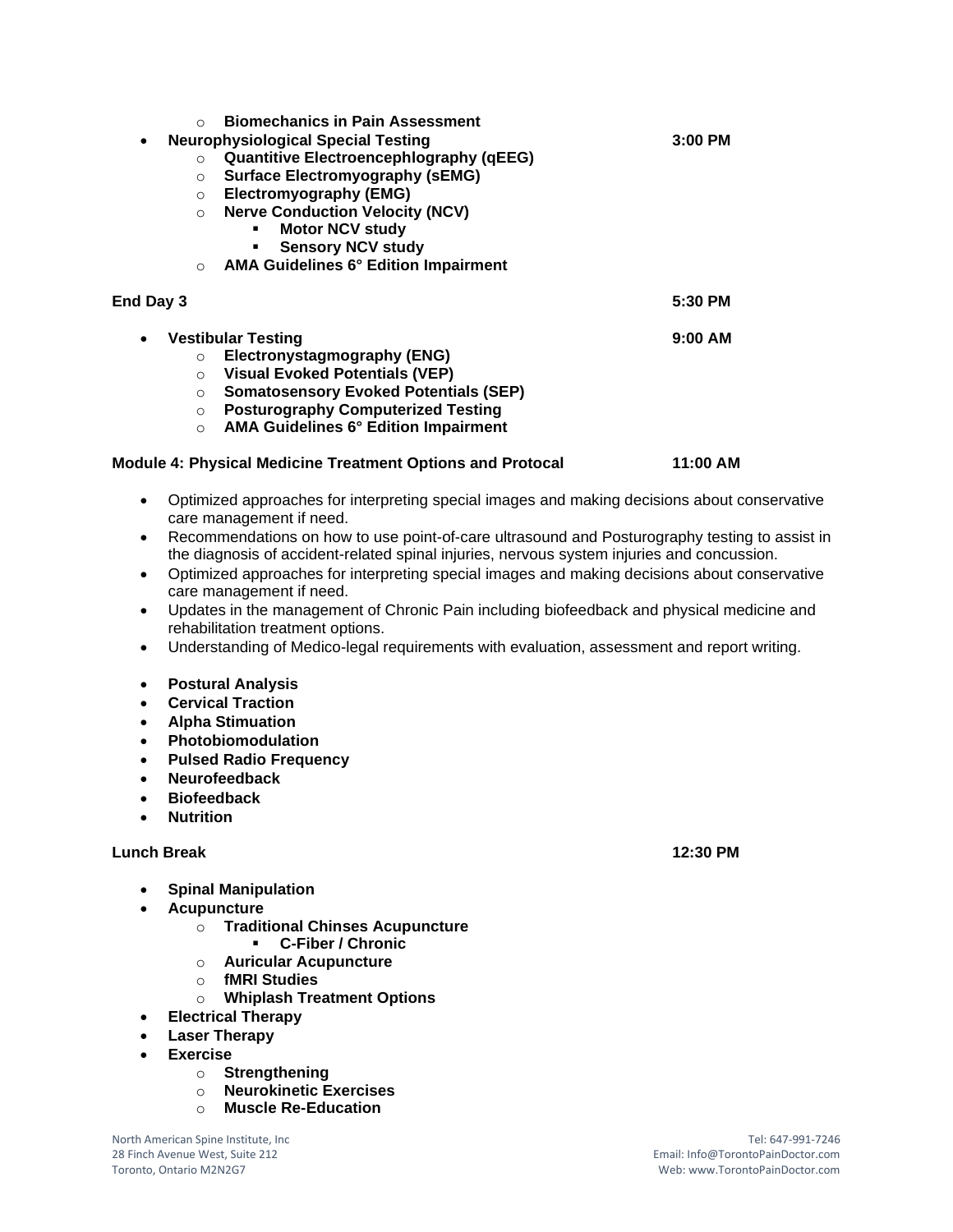- **Biomechanics in Pain Assessment**

- **Neurophysiological Special Testing** **3:00 PM**
    - **Quantitive Electroencephlography (qEEG)**
    - **Surface Electromyography (sEMG)**
    - **Electromyography (EMG)**
    - **Nerve Conduction Velocity (NCV)**
        - **Motor NCV study**
        - **Sensory NCV study**
    - **AMA Guidelines 6° Edition Impairment**

**End Day 3** **5:30 PM**

- **Vestibular Testing** **9:00 AM**
    - **Electronystagmography (ENG)**
    - **Visual Evoked Potentials (VEP)**
    - **Somatosensory Evoked Potentials (SEP)**
    - **Posturography Computerized Testing**
    - **AMA Guidelines 6° Edition Impairment**

**Module 4: Physical Medicine Treatment Options and Protocal** **11:00 AM**

- Optimized approaches for interpreting special images and making decisions about conservative care management if need.
- Recommendations on how to use point-of-care ultrasound and Posturography testing to assist in the diagnosis of accident-related spinal injuries, nervous system injuries and concussion.
- Optimized approaches for interpreting special images and making decisions about conservative care management if need.
- Updates in the management of Chronic Pain including biofeedback and physical medicine and rehabilitation treatment options.
- Understanding of Medico-legal requirements with evaluation, assessment and report writing.

- **Postural Analysis**
- **Cervical Traction**
- **Alpha Stimuation**
- **Photobiomodulation**
- **Pulsed Radio Frequency**
- **Neurofeedback**
- **Biofeedback**
- **Nutrition**

**Lunch Break** **12:30 PM**

- **Spinal Manipulation**
- **Acupuncture**
    - **Traditional Chinses Acupuncture**
        - **C-Fiber / Chronic**
    - **Auricular Acupuncture**
    - **fMRI Studies**
    - **Whiplash Treatment Options**
- **Electrical Therapy**
- **Laser Therapy**
- **Exercise**
    - **Strengthening**
    - **Neurokinetic Exercises**
    - **Muscle Re-Education**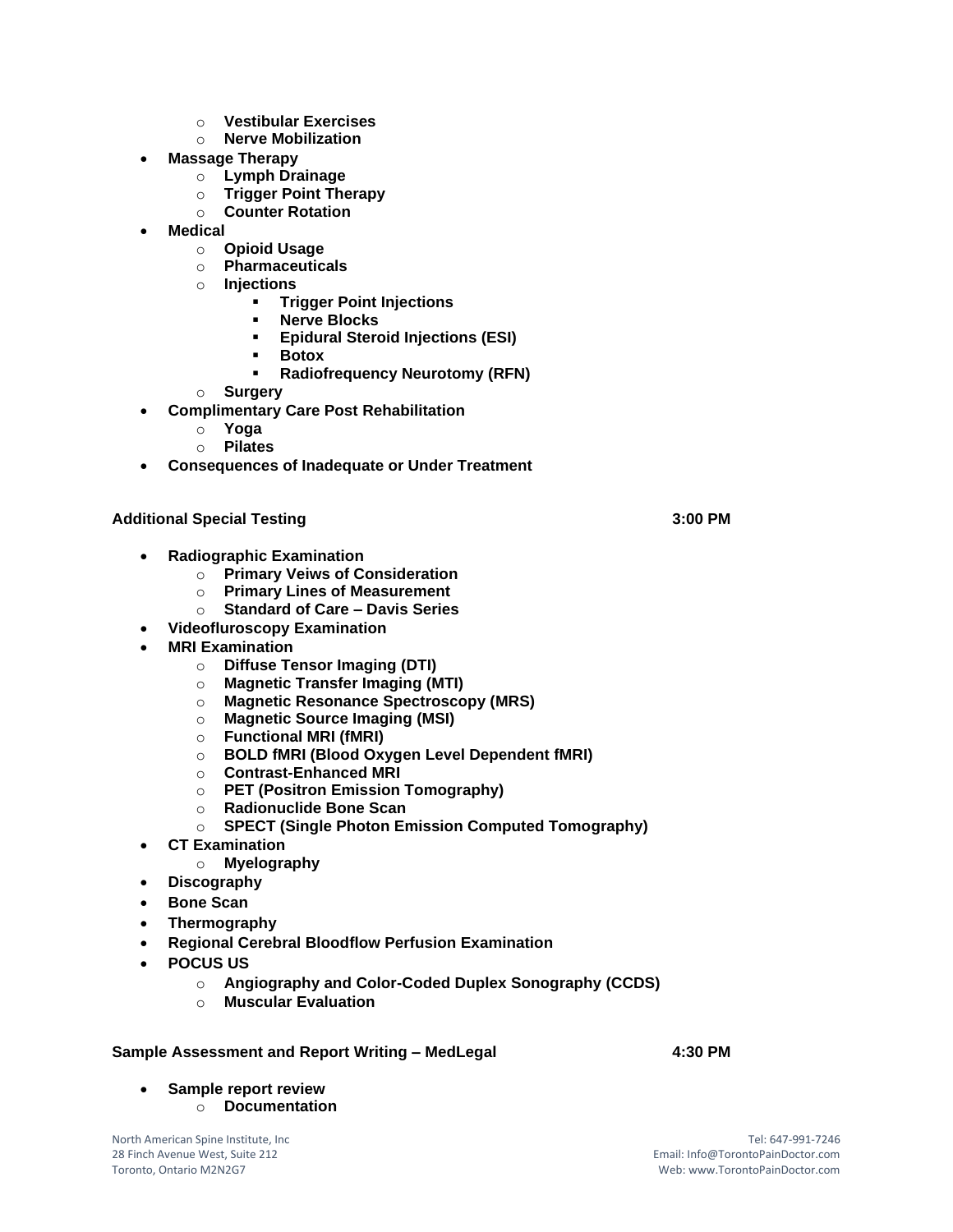- **Vestibular Exercises**
  - **Nerve Mobilization**
- **Massage Therapy**
  - **Lymph Drainage**
  - **Trigger Point Therapy**
  - **Counter Rotation**
- **Medical**
  - **Opioid Usage**
  - **Pharmaceuticals**
  - **Injections**
    - **Trigger Point Injections**
    - **Nerve Blocks**
    - **Epidural Steroid Injections (ESI)**
    - **Botox**
    - **Radiofrequency Neurotomy (RFN)**
  - **Surgery**
- **Complimentary Care Post Rehabilitation**
  - **Yoga**
  - **Pilates**
- **Consequences of Inadequate or Under Treatment**

**Additional Special Testing** **3:00 PM**

- **Radiographic Examination**
  - **Primary Veiws of Consideration**
  - **Primary Lines of Measurement**
  - **Standard of Care – Davis Series**
- **Videofluroscopy Examination**
- **MRI Examination**
  - **Diffuse Tensor Imaging (DTI)**
  - **Magnetic Transfer Imaging (MTI)**
  - **Magnetic Resonance Spectroscopy (MRS)**
  - **Magnetic Source Imaging (MSI)**
  - **Functional MRI (fMRI)**
  - **BOLD fMRI (Blood Oxygen Level Dependent fMRI)**
  - **Contrast-Enhanced MRI**
  - **PET (Positron Emission Tomography)**
  - **Radionuclide Bone Scan**
  - **SPECT (Single Photon Emission Computed Tomography)**
- **CT Examination**
  - **Myelography**
- **Discography**
- **Bone Scan**
- **Thermography**
- **Regional Cerebral Bloodflow Perfusion Examination**
- **POCUS US**
  - **Angiography and Color-Coded Duplex Sonography (CCDS)**
  - **Muscular Evaluation**

**Sample Assessment and Report Writing – MedLegal** **4:30 PM**

- **Sample report review**
  - **Documentation**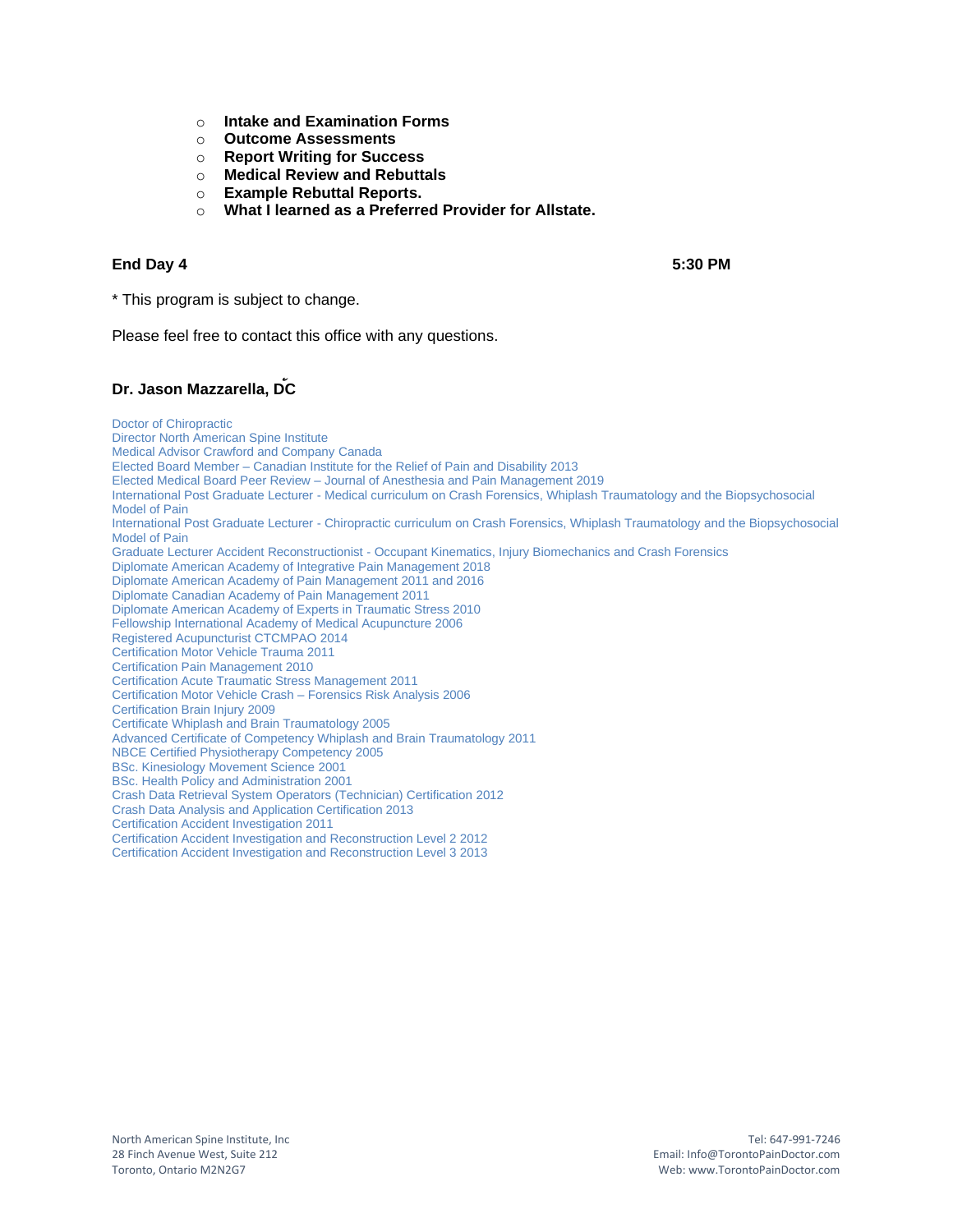- **Intake and Examination Forms**
- **Outcome Assessments**
- **Report Writing for Success**
- **Medical Review and Rebuttals**
- **Example Rebuttal Reports.**
- **What I learned as a Preferred Provider for Allstate.**

**End Day 4** **5:30 PM**

* This program is subject to change.

Please feel free to contact this office with any questions.

**Dr. Jason Mazzarella, DC**

Doctor of Chiropractic
Director North American Spine Institute
Medical Advisor Crawford and Company Canada
Elected Board Member – Canadian Institute for the Relief of Pain and Disability 2013
Elected Medical Board Peer Review – Journal of Anesthesia and Pain Management 2019
International Post Graduate Lecturer - Medical curriculum on Crash Forensics, Whiplash Traumatology and the Biopsychosocial Model of Pain
International Post Graduate Lecturer - Chiropractic curriculum on Crash Forensics, Whiplash Traumatology and the Biopsychosocial Model of Pain
Graduate Lecturer Accident Reconstructionist - Occupant Kinematics, Injury Biomechanics and Crash Forensics
Diplomate American Academy of Integrative Pain Management 2018
Diplomate American Academy of Pain Management 2011 and 2016
Diplomate Canadian Academy of Pain Management 2011
Diplomate American Academy of Experts in Traumatic Stress 2010
Fellowship International Academy of Medical Acupuncture 2006
Registered Acupuncturist CTCMPAO 2014
Certification Motor Vehicle Trauma 2011
Certification Pain Management 2010
Certification Acute Traumatic Stress Management 2011
Certification Motor Vehicle Crash – Forensics Risk Analysis 2006
Certification Brain Injury 2009
Certificate Whiplash and Brain Traumatology 2005
Advanced Certificate of Competency Whiplash and Brain Traumatology 2011
NBCE Certified Physiotherapy Competency 2005
BSc. Kinesiology Movement Science 2001
BSc. Health Policy and Administration 2001
Crash Data Retrieval System Operators (Technician) Certification 2012
Crash Data Analysis and Application Certification 2013
Certification Accident Investigation 2011
Certification Accident Investigation and Reconstruction Level 2 2012
Certification Accident Investigation and Reconstruction Level 3 2013

North American Spine Institute, Inc
28 Finch Avenue West, Suite 212
Toronto, Ontario M2N2G7

Tel: 647-991-7246
Email: Info@TorontoPainDoctor.com
Web: www.TorontoPainDoctor.com